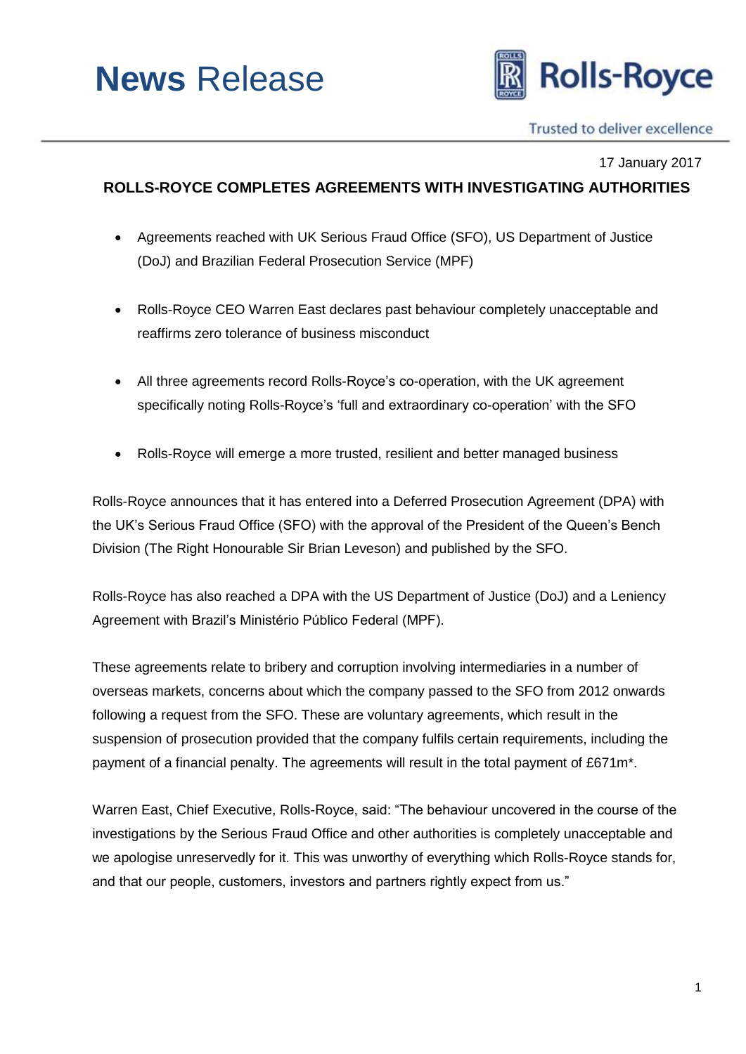# News Release

**Rolls-Royce**

Trusted to deliver excellence

17 January 2017

## ROLLS-ROYCE COMPLETES AGREEMENTS WITH INVESTIGATING AUTHORITIES

- Agreements reached with UK Serious Fraud Office (SFO), US Department of Justice (DoJ) and Brazilian Federal Prosecution Service (MPF)
- Rolls-Royce CEO Warren East declares past behaviour completely unacceptable and reaffirms zero tolerance of business misconduct
- All three agreements record Rolls-Royce's co-operation, with the UK agreement specifically noting Rolls-Royce's 'full and extraordinary co-operation' with the SFO
- Rolls-Royce will emerge a more trusted, resilient and better managed business

Rolls-Royce announces that it has entered into a Deferred Prosecution Agreement (DPA) with the UK's Serious Fraud Office (SFO) with the approval of the President of the Queen's Bench Division (The Right Honourable Sir Brian Leveson) and published by the SFO.

Rolls-Royce has also reached a DPA with the US Department of Justice (DoJ) and a Leniency Agreement with Brazil's Ministério Público Federal (MPF).

These agreements relate to bribery and corruption involving intermediaries in a number of overseas markets, concerns about which the company passed to the SFO from 2012 onwards following a request from the SFO. These are voluntary agreements, which result in the suspension of prosecution provided that the company fulfils certain requirements, including the payment of a financial penalty. The agreements will result in the total payment of £671m*.

Warren East, Chief Executive, Rolls-Royce, said: "The behaviour uncovered in the course of the investigations by the Serious Fraud Office and other authorities is completely unacceptable and we apologise unreservedly for it. This was unworthy of everything which Rolls-Royce stands for, and that our people, customers, investors and partners rightly expect from us."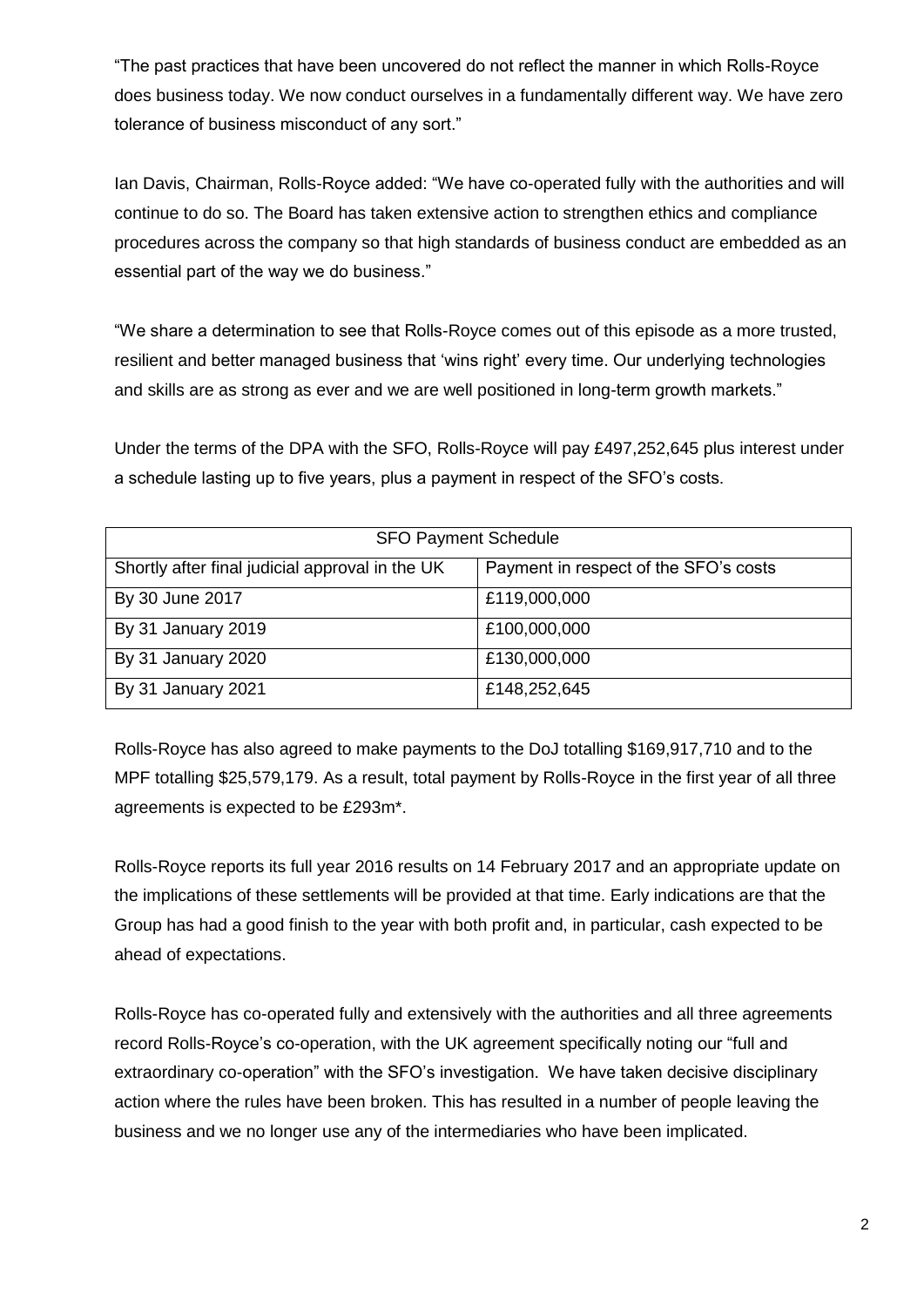"The past practices that have been uncovered do not reflect the manner in which Rolls-Royce does business today. We now conduct ourselves in a fundamentally different way. We have zero tolerance of business misconduct of any sort."

Ian Davis, Chairman, Rolls-Royce added: "We have co-operated fully with the authorities and will continue to do so. The Board has taken extensive action to strengthen ethics and compliance procedures across the company so that high standards of business conduct are embedded as an essential part of the way we do business."

"We share a determination to see that Rolls-Royce comes out of this episode as a more trusted, resilient and better managed business that 'wins right' every time. Our underlying technologies and skills are as strong as ever and we are well positioned in long-term growth markets."

Under the terms of the DPA with the SFO, Rolls-Royce will pay £497,252,645 plus interest under a schedule lasting up to five years, plus a payment in respect of the SFO's costs.

| SFO Payment Schedule | |
|---|---|
| Shortly after final judicial approval in the UK | Payment in respect of the SFO's costs |
| By 30 June 2017 | £119,000,000 |
| By 31 January 2019 | £100,000,000 |
| By 31 January 2020 | £130,000,000 |
| By 31 January 2021 | £148,252,645 |

Rolls-Royce has also agreed to make payments to the DoJ totalling $169,917,710 and to the MPF totalling $25,579,179. As a result, total payment by Rolls-Royce in the first year of all three agreements is expected to be £293m*.

Rolls-Royce reports its full year 2016 results on 14 February 2017 and an appropriate update on the implications of these settlements will be provided at that time. Early indications are that the Group has had a good finish to the year with both profit and, in particular, cash expected to be ahead of expectations.

Rolls-Royce has co-operated fully and extensively with the authorities and all three agreements record Rolls-Royce's co-operation, with the UK agreement specifically noting our "full and extraordinary co-operation" with the SFO's investigation. We have taken decisive disciplinary action where the rules have been broken. This has resulted in a number of people leaving the business and we no longer use any of the intermediaries who have been implicated.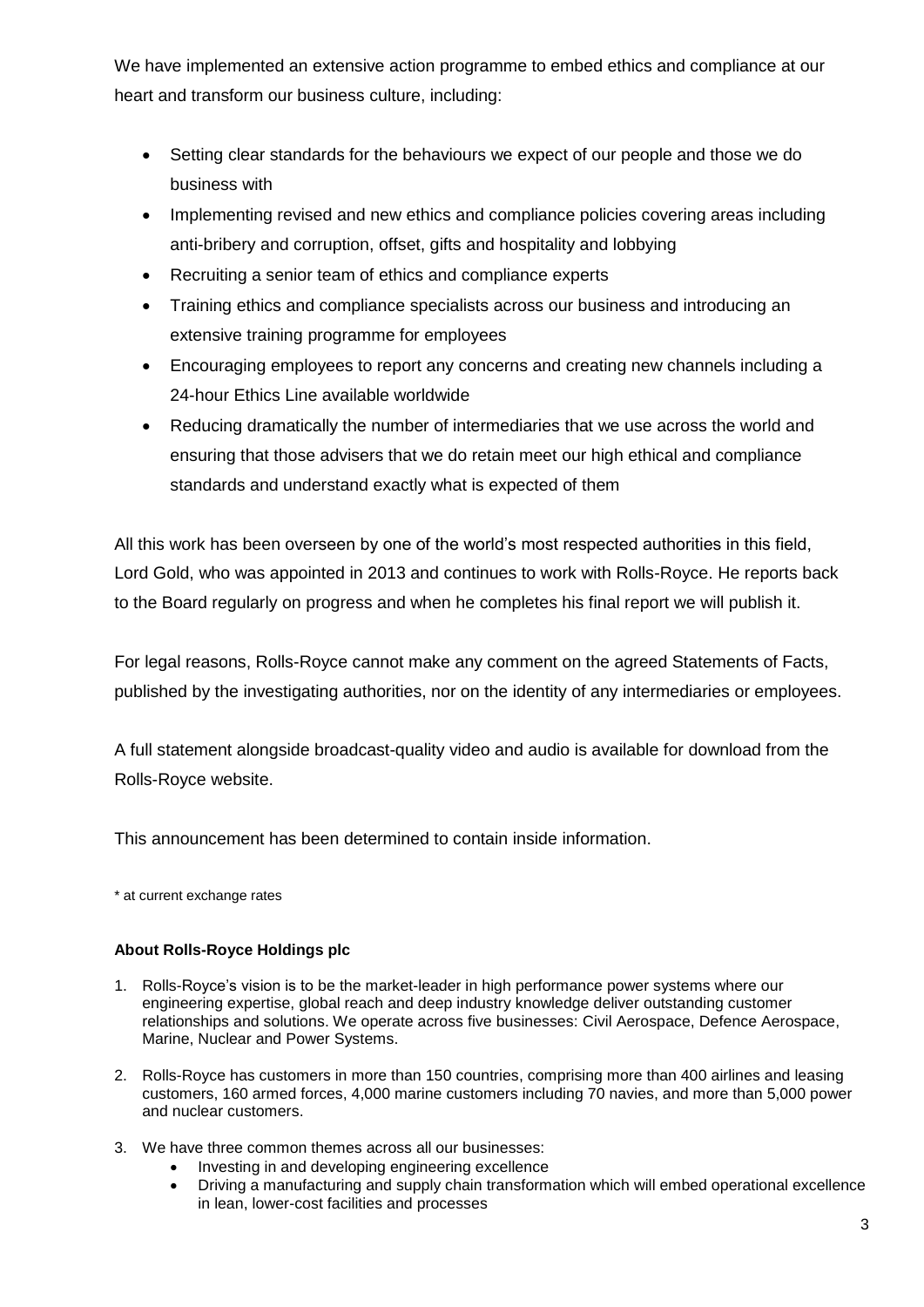We have implemented an extensive action programme to embed ethics and compliance at our heart and transform our business culture, including:

- Setting clear standards for the behaviours we expect of our people and those we do business with
- Implementing revised and new ethics and compliance policies covering areas including anti-bribery and corruption, offset, gifts and hospitality and lobbying
- Recruiting a senior team of ethics and compliance experts
- Training ethics and compliance specialists across our business and introducing an extensive training programme for employees
- Encouraging employees to report any concerns and creating new channels including a 24-hour Ethics Line available worldwide
- Reducing dramatically the number of intermediaries that we use across the world and ensuring that those advisers that we do retain meet our high ethical and compliance standards and understand exactly what is expected of them

All this work has been overseen by one of the world's most respected authorities in this field, Lord Gold, who was appointed in 2013 and continues to work with Rolls-Royce. He reports back to the Board regularly on progress and when he completes his final report we will publish it.

For legal reasons, Rolls-Royce cannot make any comment on the agreed Statements of Facts, published by the investigating authorities, nor on the identity of any intermediaries or employees.

A full statement alongside broadcast-quality video and audio is available for download from the Rolls-Royce website.

This announcement has been determined to contain inside information.

\* at current exchange rates

**About Rolls-Royce Holdings plc**

1. Rolls-Royce's vision is to be the market-leader in high performance power systems where our engineering expertise, global reach and deep industry knowledge deliver outstanding customer relationships and solutions. We operate across five businesses: Civil Aerospace, Defence Aerospace, Marine, Nuclear and Power Systems.

2. Rolls-Royce has customers in more than 150 countries, comprising more than 400 airlines and leasing customers, 160 armed forces, 4,000 marine customers including 70 navies, and more than 5,000 power and nuclear customers.

3. We have three common themes across all our businesses:
    - Investing in and developing engineering excellence
    - Driving a manufacturing and supply chain transformation which will embed operational excellence in lean, lower-cost facilities and processes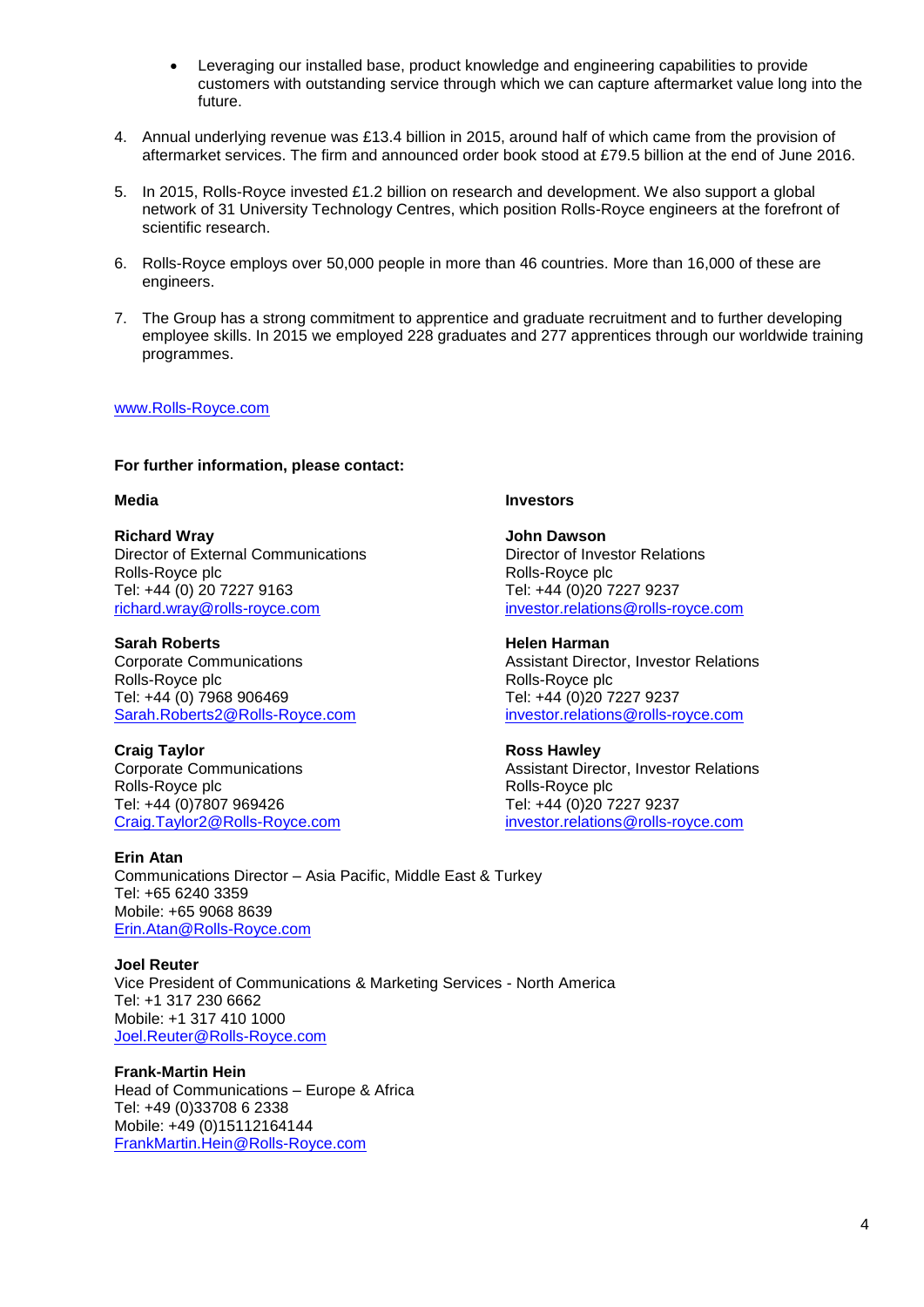- Leveraging our installed base, product knowledge and engineering capabilities to provide customers with outstanding service through which we can capture aftermarket value long into the future.

4. Annual underlying revenue was £13.4 billion in 2015, around half of which came from the provision of aftermarket services. The firm and announced order book stood at £79.5 billion at the end of June 2016.

5. In 2015, Rolls-Royce invested £1.2 billion on research and development. We also support a global network of 31 University Technology Centres, which position Rolls-Royce engineers at the forefront of scientific research.

6. Rolls-Royce employs over 50,000 people in more than 46 countries. More than 16,000 of these are engineers.

7. The Group has a strong commitment to apprentice and graduate recruitment and to further developing employee skills. In 2015 we employed 228 graduates and 277 apprentices through our worldwide training programmes.

[www.Rolls-Royce.com](http://www.Rolls-Royce.com)

**For further information, please contact:**

**Media**

**Richard Wray**
Director of External Communications
Rolls-Royce plc
Tel: +44 (0) 20 7227 9163
richard.wray@rolls-royce.com

**Sarah Roberts**
Corporate Communications
Rolls-Royce plc
Tel: +44 (0) 7968 906469
Sarah.Roberts2@Rolls-Royce.com

**Craig Taylor**
Corporate Communications
Rolls-Royce plc
Tel: +44 (0)7807 969426
Craig.Taylor2@Rolls-Royce.com

**Erin Atan**
Communications Director – Asia Pacific, Middle East & Turkey
Tel: +65 6240 3359
Mobile: +65 9068 8639
Erin.Atan@Rolls-Royce.com

**Joel Reuter**
Vice President of Communications & Marketing Services - North America
Tel: +1 317 230 6662
Mobile: +1 317 410 1000
Joel.Reuter@Rolls-Royce.com

**Frank-Martin Hein**
Head of Communications – Europe & Africa
Tel: +49 (0)33708 6 2338
Mobile: +49 (0)15112164144
FrankMartin.Hein@Rolls-Royce.com

**Investors**

**John Dawson**
Director of Investor Relations
Rolls-Royce plc
Tel: +44 (0)20 7227 9237
investor.relations@rolls-royce.com

**Helen Harman**
Assistant Director, Investor Relations
Rolls-Royce plc
Tel: +44 (0)20 7227 9237
investor.relations@rolls-royce.com

**Ross Hawley**
Assistant Director, Investor Relations
Rolls-Royce plc
Tel: +44 (0)20 7227 9237
investor.relations@rolls-royce.com